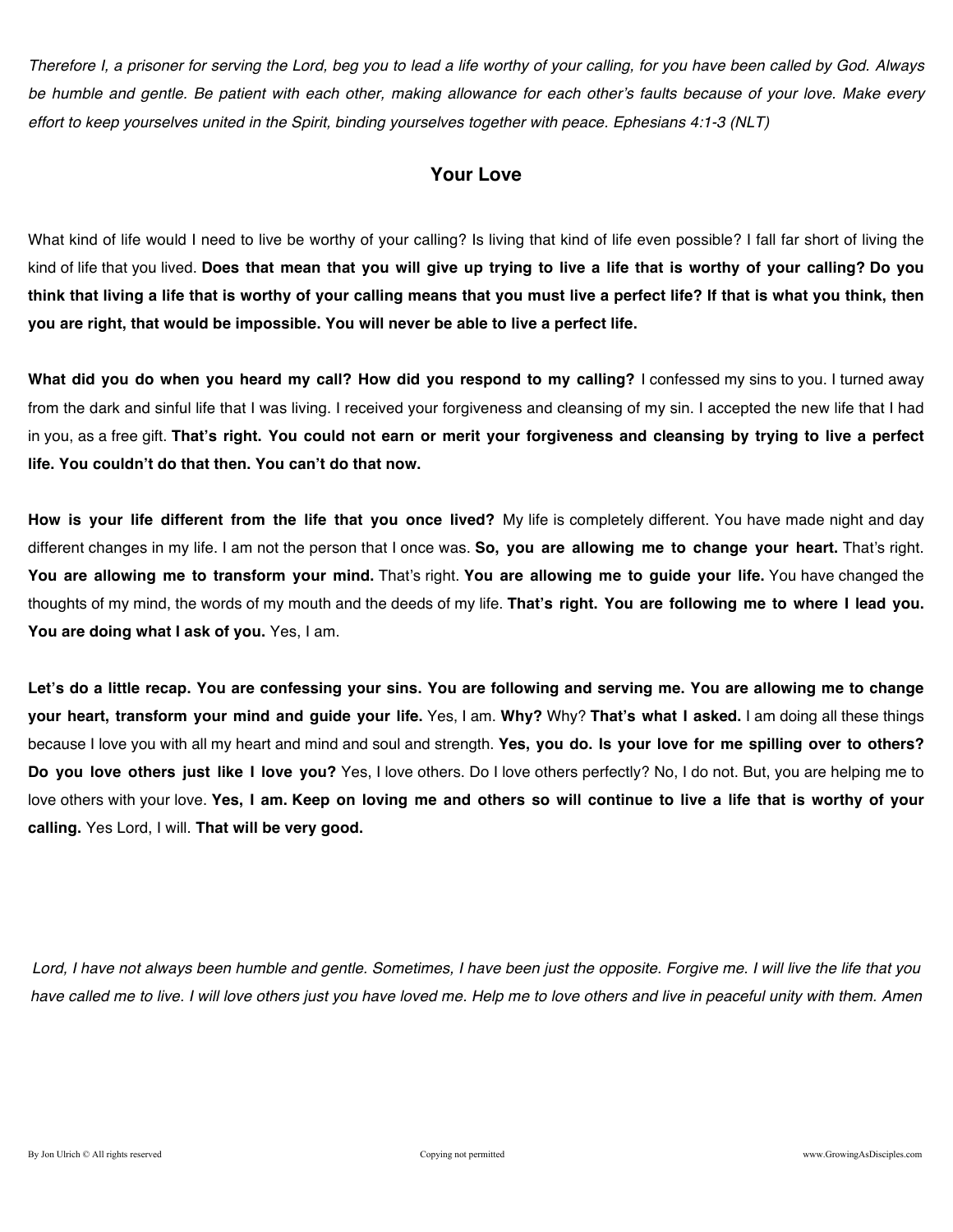*Therefore I, a prisoner for serving the Lord, beg you to lead a life worthy of your calling, for you have been called by God. Always be humble and gentle. Be patient with each other, making allowance for each other's faults because of your love. Make every effort to keep yourselves united in the Spirit, binding yourselves together with peace. Ephesians 4:1-3 (NLT)*

## Your Love

What kind of life would I need to live be worthy of your calling? Is living that kind of life even possible? I fall far short of living the kind of life that you lived. **Does that mean that you will give up trying to live a life that is worthy of your calling? Do you think that living a life that is worthy of your calling means that you must live a perfect life? If that is what you think, then you are right, that would be impossible. You will never be able to live a perfect life.**

**What did you do when you heard my call? How did you respond to my calling?** I confessed my sins to you. I turned away from the dark and sinful life that I was living. I received your forgiveness and cleansing of my sin. I accepted the new life that I had in you, as a free gift. **That's right. You could not earn or merit your forgiveness and cleansing by trying to live a perfect life. You couldn't do that then. You can't do that now.**

**How is your life different from the life that you once lived?** My life is completely different. You have made night and day different changes in my life. I am not the person that I once was. **So, you are allowing me to change your heart.** That's right. **You are allowing me to transform your mind.** That's right. **You are allowing me to guide your life.** You have changed the thoughts of my mind, the words of my mouth and the deeds of my life. **That's right. You are following me to where I lead you. You are doing what I ask of you.** Yes, I am.

**Let's do a little recap. You are confessing your sins. You are following and serving me. You are allowing me to change your heart, transform your mind and guide your life.** Yes, I am. **Why?** Why? **That's what I asked.** I am doing all these things because I love you with all my heart and mind and soul and strength. **Yes, you do. Is your love for me spilling over to others? Do you love others just like I love you?** Yes, I love others. Do I love others perfectly? No, I do not. But, you are helping me to love others with your love. **Yes, I am. Keep on loving me and others so will continue to live a life that is worthy of your calling.** Yes Lord, I will. **That will be very good.**

*Lord, I have not always been humble and gentle. Sometimes, I have been just the opposite. Forgive me. I will live the life that you have called me to live. I will love others just you have loved me. Help me to love others and live in peaceful unity with them. Amen*

By Jon Ulrich © All rights reserved Copying not permitted www.GrowingAsDisciples.com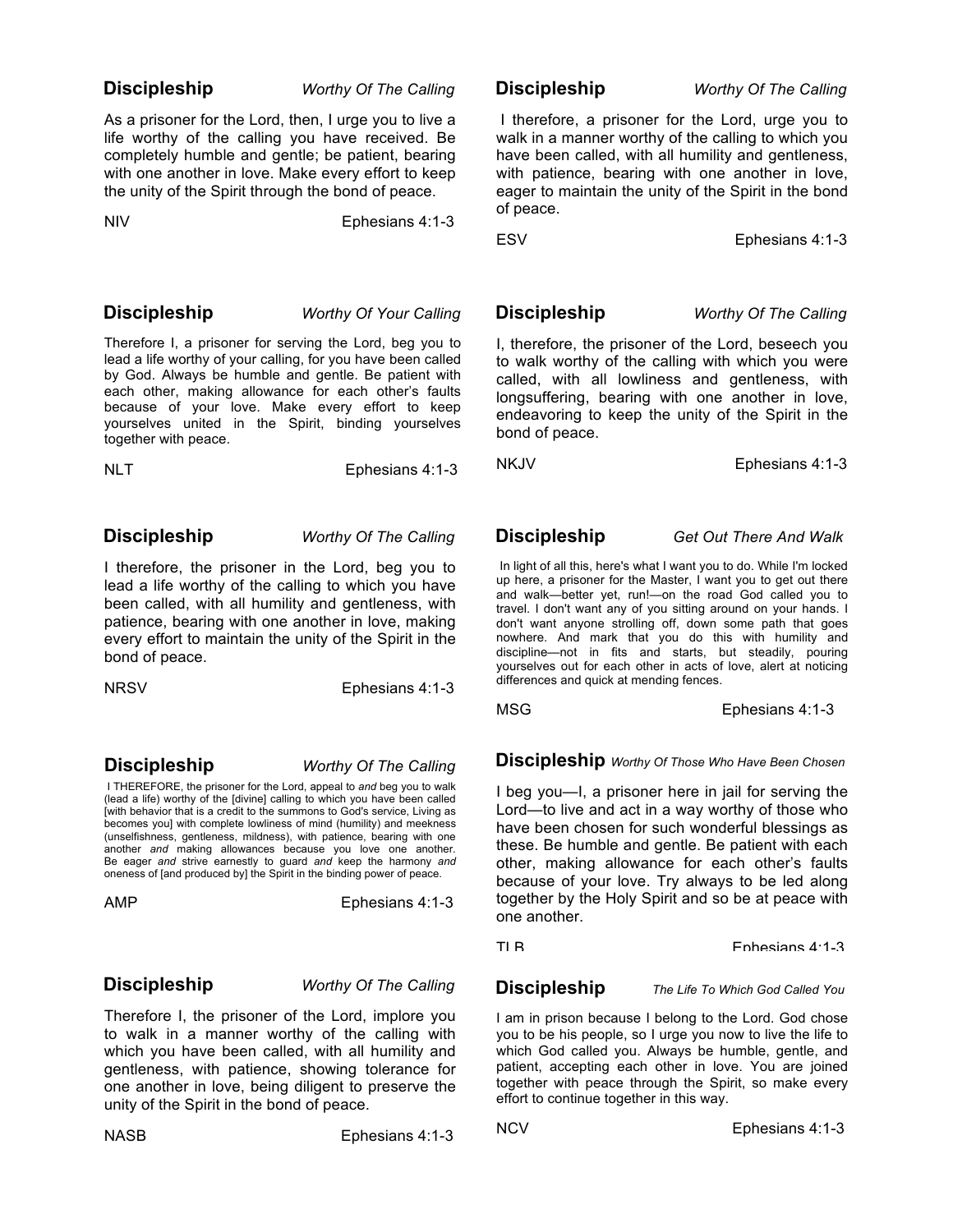**Discipleship** *Worthy Of The Calling*

As a prisoner for the Lord, then, I urge you to live a life worthy of the calling you have received. Be completely humble and gentle; be patient, bearing with one another in love. Make every effort to keep the unity of the Spirit through the bond of peace.

NIV Ephesians 4:1-3

**Discipleship** *Worthy Of The Calling*

I therefore, a prisoner for the Lord, urge you to walk in a manner worthy of the calling to which you have been called, with all humility and gentleness, with patience, bearing with one another in love, eager to maintain the unity of the Spirit in the bond of peace.

ESV Ephesians 4:1-3

**Discipleship** *Worthy Of Your Calling*

Therefore I, a prisoner for serving the Lord, beg you to lead a life worthy of your calling, for you have been called by God. Always be humble and gentle. Be patient with each other, making allowance for each other's faults because of your love. Make every effort to keep yourselves united in the Spirit, binding yourselves together with peace.

NLT Ephesians 4:1-3

**Discipleship** *Worthy Of The Calling*

I, therefore, the prisoner of the Lord, beseech you to walk worthy of the calling with which you were called, with all lowliness and gentleness, with longsuffering, bearing with one another in love, endeavoring to keep the unity of the Spirit in the bond of peace.

NKJV Ephesians 4:1-3

**Discipleship** *Worthy Of The Calling*

I therefore, the prisoner in the Lord, beg you to lead a life worthy of the calling to which you have been called, with all humility and gentleness, with patience, bearing with one another in love, making every effort to maintain the unity of the Spirit in the bond of peace.

NRSV Ephesians 4:1-3

**Discipleship** *Get Out There And Walk*

In light of all this, here's what I want you to do. While I'm locked up here, a prisoner for the Master, I want you to get out there and walk—better yet, run!—on the road God called you to travel. I don't want any of you sitting around on your hands. I don't want anyone strolling off, down some path that goes nowhere. And mark that you do this with humility and discipline—not in fits and starts, but steadily, pouring yourselves out for each other in acts of love, alert at noticing differences and quick at mending fences.

MSG Ephesians 4:1-3

**Discipleship** *Worthy Of The Calling*

I THEREFORE, the prisoner for the Lord, appeal to *and* beg you to walk (lead a life) worthy of the [divine] calling to which you have been called [with behavior that is a credit to the summons to God's service, Living as becomes you] with complete lowliness of mind (humility) and meekness (unselfishness, gentleness, mildness), with patience, bearing with one another *and* making allowances because you love one another. Be eager *and* strive earnestly to guard *and* keep the harmony *and* oneness of [and produced by] the Spirit in the binding power of peace.

AMP Ephesians 4:1-3

**Discipleship** *Worthy Of Those Who Have Been Chosen*

I beg you—I, a prisoner here in jail for serving the Lord—to live and act in a way worthy of those who have been chosen for such wonderful blessings as these. Be humble and gentle. Be patient with each other, making allowance for each other's faults because of your love. Try always to be led along together by the Holy Spirit and so be at peace with one another.

TLB Ephesians 4:1-3

**Discipleship** *Worthy Of The Calling*

Therefore I, the prisoner of the Lord, implore you to walk in a manner worthy of the calling with which you have been called, with all humility and gentleness, with patience, showing tolerance for one another in love, being diligent to preserve the unity of the Spirit in the bond of peace.

NASB Ephesians 4:1-3

**Discipleship** *The Life To Which God Called You*

I am in prison because I belong to the Lord. God chose you to be his people, so I urge you now to live the life to which God called you. Always be humble, gentle, and patient, accepting each other in love. You are joined together with peace through the Spirit, so make every effort to continue together in this way.

NCV Ephesians 4:1-3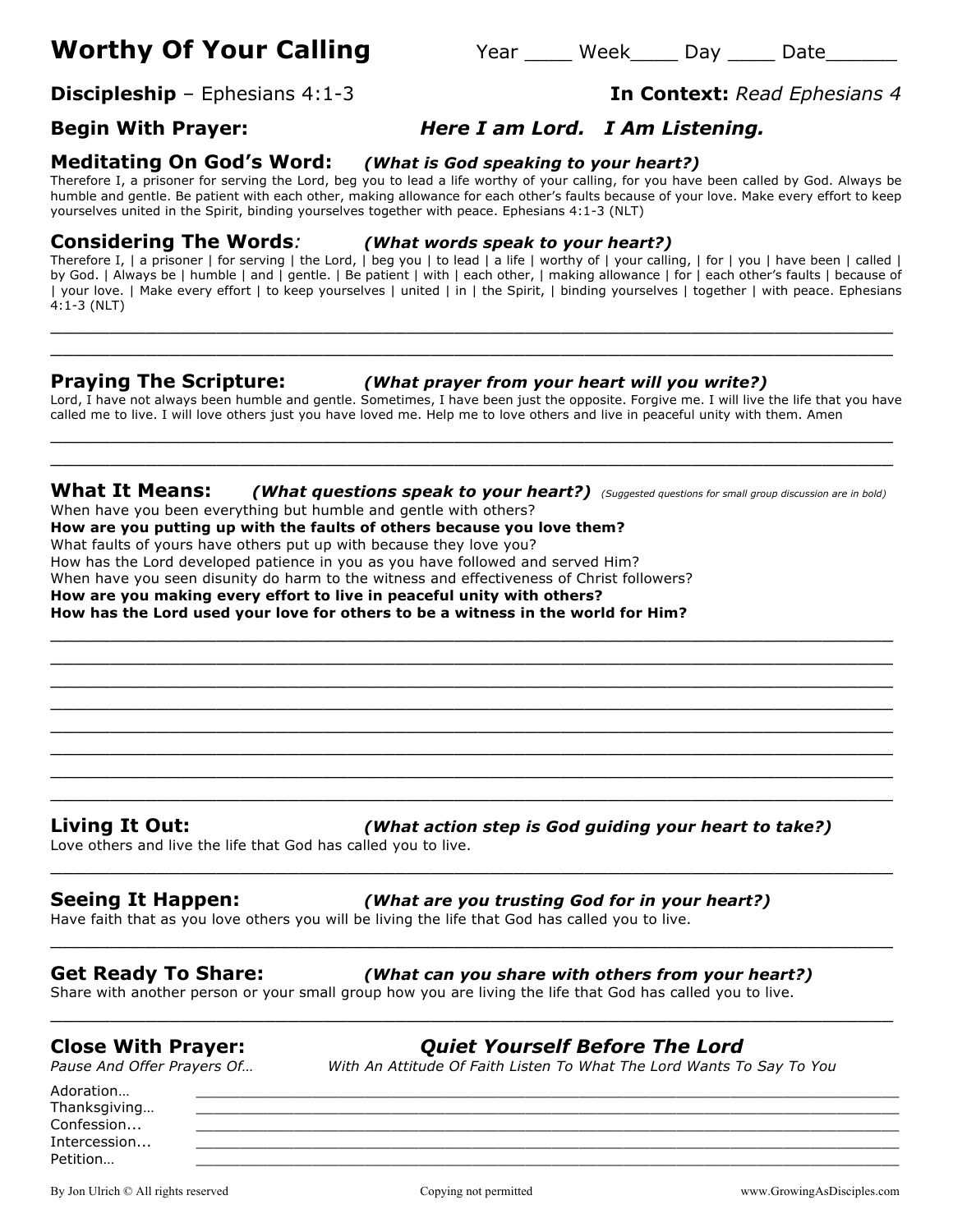# Worthy Of Your Calling

Year ____ Week____ Day ____ Date______

**Discipleship** – Ephesians 4:1-3 **In Context:** *Read Ephesians 4*

**Begin With Prayer:** ***Here I am Lord. I Am Listening.***

## Meditating On God's Word: *(What is God speaking to your heart?)*

Therefore I, a prisoner for serving the Lord, beg you to lead a life worthy of your calling, for you have been called by God. Always be humble and gentle. Be patient with each other, making allowance for each other's faults because of your love. Make every effort to keep yourselves united in the Spirit, binding yourselves together with peace. Ephesians 4:1-3 (NLT)

## Considering The Words*:* *(What words speak to your heart?)*

Therefore I, | a prisoner | for serving | the Lord, | beg you | to lead | a life | worthy of | your calling, | for | you | have been | called | by God. | Always be | humble | and | gentle. | Be patient | with | each other, | making allowance | for | each other's faults | because of | your love. | Make every effort | to keep yourselves | united | in | the Spirit, | binding yourselves | together | with peace. Ephesians 4:1-3 (NLT)

______________________________________________________________________________

______________________________________________________________________________

## Praying The Scripture: *(What prayer from your heart will you write?)*

Lord, I have not always been humble and gentle. Sometimes, I have been just the opposite. Forgive me. I will live the life that you have called me to live. I will love others just you have loved me. Help me to love others and live in peaceful unity with them. Amen

______________________________________________________________________________

______________________________________________________________________________

## What It Means: *(What questions speak to your heart?)* *(Suggested questions for small group discussion are in bold)*

When have you been everything but humble and gentle with others?
**How are you putting up with the faults of others because you love them?**
What faults of yours have others put up with because they love you?
How has the Lord developed patience in you as you have followed and served Him?
When have you seen disunity do harm to the witness and effectiveness of Christ followers?
**How are you making every effort to live in peaceful unity with others?**
**How has the Lord used your love for others to be a witness in the world for Him?**

______________________________________________________________________________

______________________________________________________________________________

______________________________________________________________________________

______________________________________________________________________________

______________________________________________________________________________

______________________________________________________________________________

______________________________________________________________________________

______________________________________________________________________________

## Living It Out: *(What action step is God guiding your heart to take?)*

Love others and live the life that God has called you to live.

______________________________________________________________________________

## Seeing It Happen: *(What are you trusting God for in your heart?)*

Have faith that as you love others you will be living the life that God has called you to live.

______________________________________________________________________________

## Get Ready To Share: *(What can you share with others from your heart?)*

Share with another person or your small group how you are living the life that God has called you to live.

______________________________________________________________________________

## Close With Prayer: ***Quiet Yourself Before The Lord***

*Pause And Offer Prayers Of…* *With An Attitude Of Faith Listen To What The Lord Wants To Say To You*

Adoration… ______________________________________________________________

Thanksgiving… ____________________________________________________________

Confession... ______________________________________________________________

Intercession... _____________________________________________________________

Petition… ________________________________________________________________

By Jon Ulrich © All rights reserved Copying not permitted www.GrowingAsDisciples.com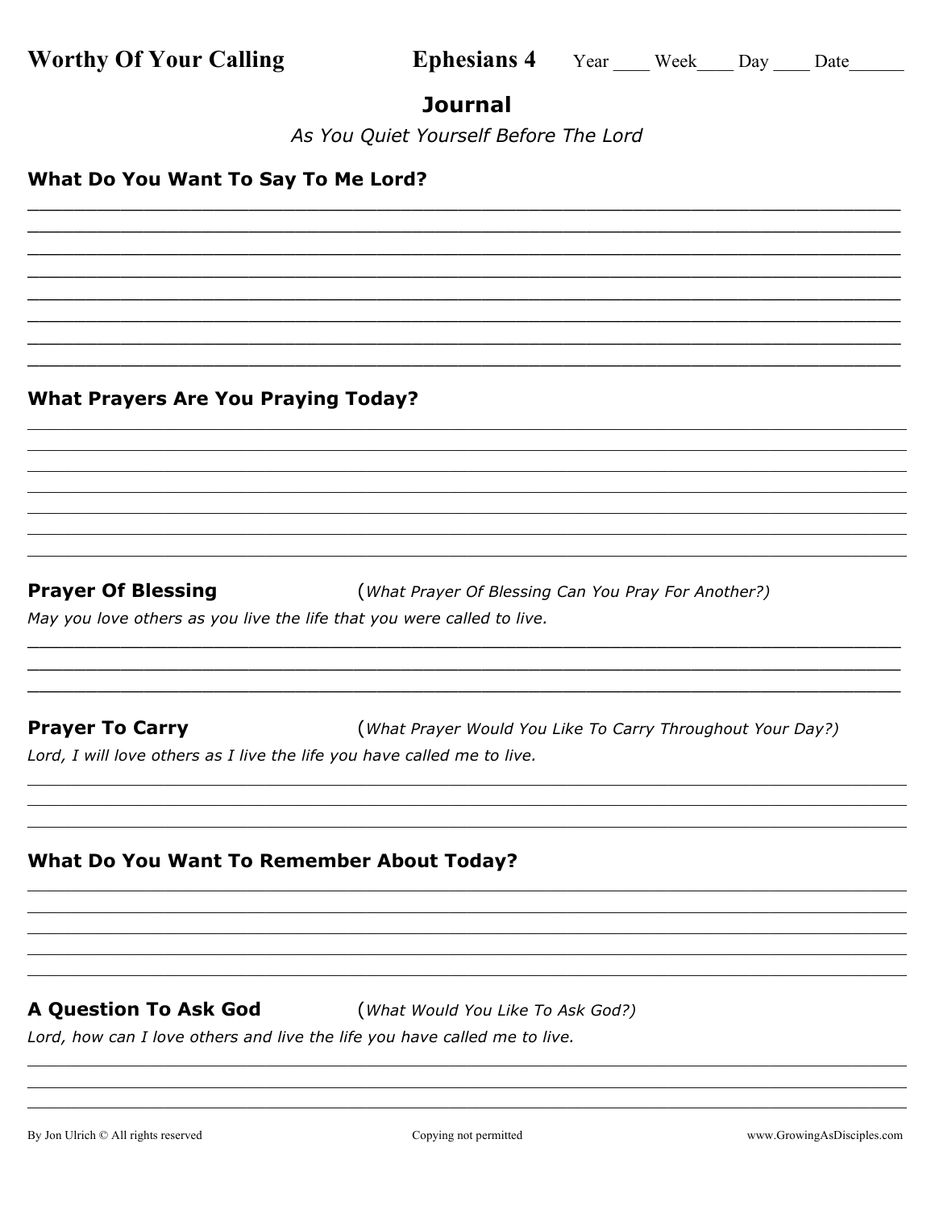**Worthy Of Your Calling** **Ephesians 4** Year ____ Week____ Day ____ Date______

## Journal

*As You Quiet Yourself Before The Lord*

### What Do You Want To Say To Me Lord?

### What Prayers Are You Praying Today?

### Prayer Of Blessing

(*What Prayer Of Blessing Can You Pray For Another?*)

*May you love others as you live the life that you were called to live.*

### Prayer To Carry

(*What Prayer Would You Like To Carry Throughout Your Day?*)

*Lord, I will love others as I live the life you have called me to live.*

### What Do You Want To Remember About Today?

### A Question To Ask God

(*What Would You Like To Ask God?*)

*Lord, how can I love others and live the life you have called me to live.*

By Jon Ulrich © All rights reserved Copying not permitted www.GrowingAsDisciples.com